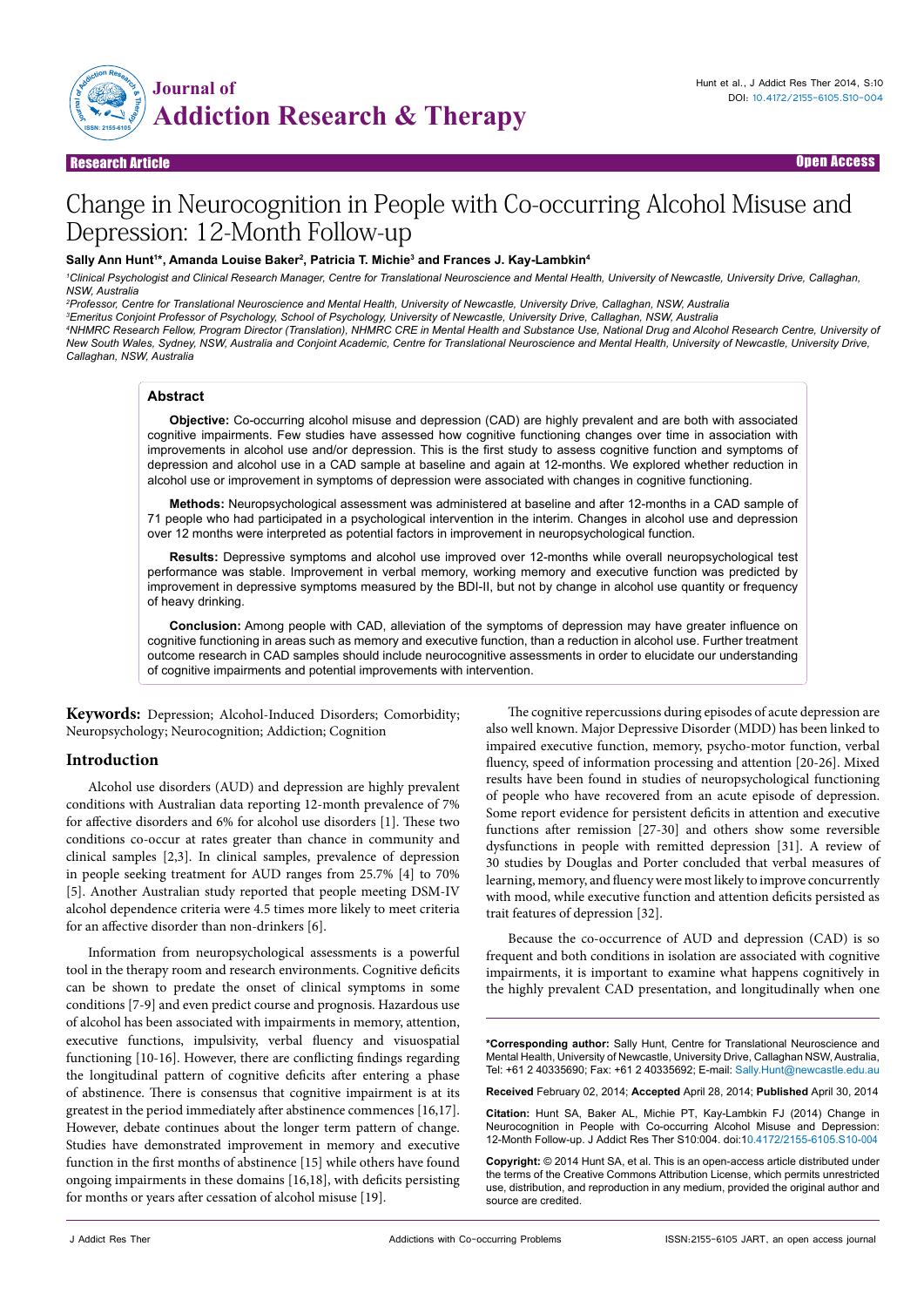Research Article

Open Access

# Change in Neurocognition in People with Co-occurring Alcohol Misuse and Depression: 12-Month Follow-up

**Sally Ann Hunt[1]*, Amanda Louise Baker[2], Patricia T. Michie[3] and Frances J. Kay-Lambkin[4]**

[1]*Clinical Psychologist and Clinical Research Manager, Centre for Translational Neuroscience and Mental Health, University of Newcastle, University Drive, Callaghan, NSW, Australia*

[2]*Professor, Centre for Translational Neuroscience and Mental Health, University of Newcastle, University Drive, Callaghan, NSW, Australia*

[3]*Emeritus Conjoint Professor of Psychology, School of Psychology, University of Newcastle, University Drive, Callaghan, NSW, Australia*

[4]*NHMRC Research Fellow, Program Director (Translation), NHMRC CRE in Mental Health and Substance Use, National Drug and Alcohol Research Centre, University of New South Wales, Sydney, NSW, Australia and Conjoint Academic, Centre for Translational Neuroscience and Mental Health, University of Newcastle, University Drive, Callaghan, NSW, Australia*

## Abstract

**Objective:** Co-occurring alcohol misuse and depression (CAD) are highly prevalent and are both with associated cognitive impairments. Few studies have assessed how cognitive functioning changes over time in association with improvements in alcohol use and/or depression. This is the first study to assess cognitive function and symptoms of depression and alcohol use in a CAD sample at baseline and again at 12-months. We explored whether reduction in alcohol use or improvement in symptoms of depression were associated with changes in cognitive functioning.

**Methods:** Neuropsychological assessment was administered at baseline and after 12-months in a CAD sample of 71 people who had participated in a psychological intervention in the interim. Changes in alcohol use and depression over 12 months were interpreted as potential factors in improvement in neuropsychological function.

**Results:** Depressive symptoms and alcohol use improved over 12-months while overall neuropsychological test performance was stable. Improvement in verbal memory, working memory and executive function was predicted by improvement in depressive symptoms measured by the BDI-II, but not by change in alcohol use quantity or frequency of heavy drinking.

**Conclusion:** Among people with CAD, alleviation of the symptoms of depression may have greater influence on cognitive functioning in areas such as memory and executive function, than a reduction in alcohol use. Further treatment outcome research in CAD samples should include neurocognitive assessments in order to elucidate our understanding of cognitive impairments and potential improvements with intervention.

**Keywords:** Depression; Alcohol-Induced Disorders; Comorbidity; Neuropsychology; Neurocognition; Addiction; Cognition

## Introduction

Alcohol use disorders (AUD) and depression are highly prevalent conditions with Australian data reporting 12-month prevalence of 7% for affective disorders and 6% for alcohol use disorders [1]. These two conditions co-occur at rates greater than chance in community and clinical samples [2,3]. In clinical samples, prevalence of depression in people seeking treatment for AUD ranges from 25.7% [4] to 70% [5]. Another Australian study reported that people meeting DSM-IV alcohol dependence criteria were 4.5 times more likely to meet criteria for an affective disorder than non-drinkers [6].

Information from neuropsychological assessments is a powerful tool in the therapy room and research environments. Cognitive deficits can be shown to predate the onset of clinical symptoms in some conditions [7-9] and even predict course and prognosis. Hazardous use of alcohol has been associated with impairments in memory, attention, executive functions, impulsivity, verbal fluency and visuospatial functioning [10-16]. However, there are conflicting findings regarding the longitudinal pattern of cognitive deficits after entering a phase of abstinence. There is consensus that cognitive impairment is at its greatest in the period immediately after abstinence commences [16,17]. However, debate continues about the longer term pattern of change. Studies have demonstrated improvement in memory and executive function in the first months of abstinence [15] while others have found ongoing impairments in these domains [16,18], with deficits persisting for months or years after cessation of alcohol misuse [19].

The cognitive repercussions during episodes of acute depression are also well known. Major Depressive Disorder (MDD) has been linked to impaired executive function, memory, psycho-motor function, verbal fluency, speed of information processing and attention [20-26]. Mixed results have been found in studies of neuropsychological functioning of people who have recovered from an acute episode of depression. Some report evidence for persistent deficits in attention and executive functions after remission [27-30] and others show some reversible dysfunctions in people with remitted depression [31]. A review of 30 studies by Douglas and Porter concluded that verbal measures of learning, memory, and fluency were most likely to improve concurrently with mood, while executive function and attention deficits persisted as trait features of depression [32].

Because the co-occurrence of AUD and depression (CAD) is so frequent and both conditions in isolation are associated with cognitive impairments, it is important to examine what happens cognitively in the highly prevalent CAD presentation, and longitudinally when one

**\*Corresponding author:** Sally Hunt, Centre for Translational Neuroscience and Mental Health, University of Newcastle, University Drive, Callaghan NSW, Australia, Tel: +61 2 40335690; Fax: +61 2 40335692; E-mail: Sally.Hunt@newcastle.edu.au

**Received** February 02, 2014; **Accepted** April 28, 2014; **Published** April 30, 2014

**Citation:** Hunt SA, Baker AL, Michie PT, Kay-Lambkin FJ (2014) Change in Neurocognition in People with Co-occurring Alcohol Misuse and Depression: 12-Month Follow-up. J Addict Res Ther S10:004. doi:10.4172/2155-6105.S10-004

**Copyright:** © 2014 Hunt SA, et al. This is an open-access article distributed under the terms of the Creative Commons Attribution License, which permits unrestricted use, distribution, and reproduction in any medium, provided the original author and source are credited.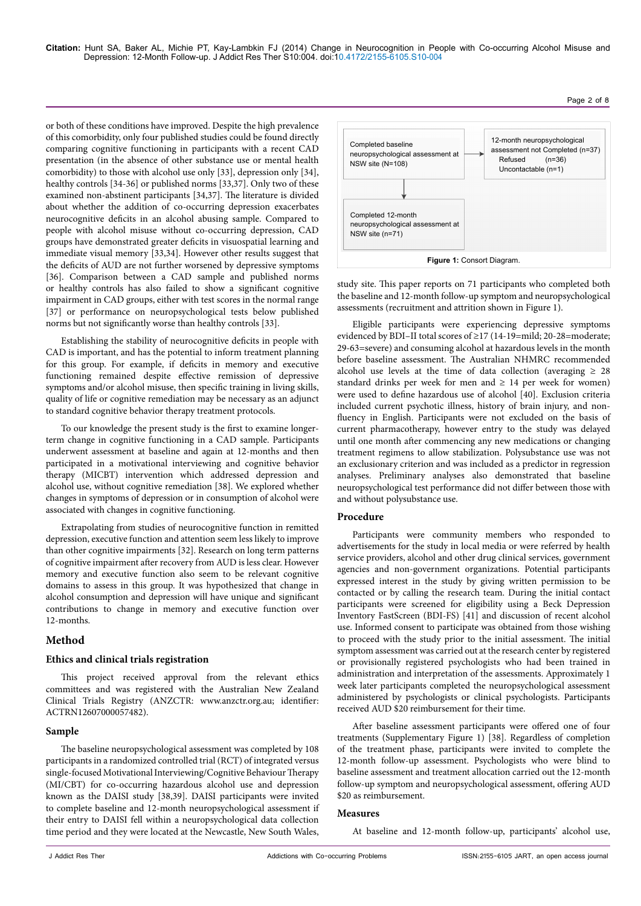or both of these conditions have improved. Despite the high prevalence of this comorbidity, only four published studies could be found directly comparing cognitive functioning in participants with a recent CAD presentation (in the absence of other substance use or mental health comorbidity) to those with alcohol use only [33], depression only [34], healthy controls [34-36] or published norms [33,37]. Only two of these examined non-abstinent participants [34,37]. The literature is divided about whether the addition of co-occurring depression exacerbates neurocognitive deficits in an alcohol abusing sample. Compared to people with alcohol misuse without co-occurring depression, CAD groups have demonstrated greater deficits in visuospatial learning and immediate visual memory [33,34]. However other results suggest that the deficits of AUD are not further worsened by depressive symptoms [36]. Comparison between a CAD sample and published norms or healthy controls has also failed to show a significant cognitive impairment in CAD groups, either with test scores in the normal range [37] or performance on neuropsychological tests below published norms but not significantly worse than healthy controls [33].

Establishing the stability of neurocognitive deficits in people with CAD is important, and has the potential to inform treatment planning for this group. For example, if deficits in memory and executive functioning remained despite effective remission of depressive symptoms and/or alcohol misuse, then specific training in living skills, quality of life or cognitive remediation may be necessary as an adjunct to standard cognitive behavior therapy treatment protocols.

To our knowledge the present study is the first to examine longer-term change in cognitive functioning in a CAD sample. Participants underwent assessment at baseline and again at 12-months and then participated in a motivational interviewing and cognitive behavior therapy (MICBT) intervention which addressed depression and alcohol use, without cognitive remediation [38]. We explored whether changes in symptoms of depression or in consumption of alcohol were associated with changes in cognitive functioning.

Extrapolating from studies of neurocognitive function in remitted depression, executive function and attention seem less likely to improve than other cognitive impairments [32]. Research on long term patterns of cognitive impairment after recovery from AUD is less clear. However memory and executive function also seem to be relevant cognitive domains to assess in this group. It was hypothesized that change in alcohol consumption and depression will have unique and significant contributions to change in memory and executive function over 12-months.

## Method

### Ethics and clinical trials registration

This project received approval from the relevant ethics committees and was registered with the Australian New Zealand Clinical Trials Registry (ANZCTR: www.anzctr.org.au; identifier: ACTRN12607000057482).

### Sample

The baseline neuropsychological assessment was completed by 108 participants in a randomized controlled trial (RCT) of integrated versus single-focused Motivational Interviewing/Cognitive Behaviour Therapy (MI/CBT) for co-occurring hazardous alcohol use and depression known as the DAISI study [38,39]. DAISI participants were invited to complete baseline and 12-month neuropsychological assessment if their entry to DAISI fell within a neuropsychological data collection time period and they were located at the Newcastle, New South Wales, study site. This paper reports on 71 participants who completed both the baseline and 12-month follow-up symptom and neuropsychological assessments (recruitment and attrition shown in Figure 1).

Completed baseline neuropsychological assessment at NSW site (N=108) → 12-month neuropsychological assessment not Completed (n=37): Refused (n=36), Uncontactable (n=1)

Completed baseline neuropsychological assessment at NSW site (N=108) ↓ Completed 12-month neuropsychological assessment at NSW site (n=71)

**Figure 1:** Consort Diagram.

Eligible participants were experiencing depressive symptoms evidenced by BDI–II total scores of ≥17 (14-19=mild; 20-28=moderate; 29-63=severe) and consuming alcohol at hazardous levels in the month before baseline assessment. The Australian NHMRC recommended alcohol use levels at the time of data collection (averaging ≥ 28 standard drinks per week for men and ≥ 14 per week for women) were used to define hazardous use of alcohol [40]. Exclusion criteria included current psychotic illness, history of brain injury, and non-fluency in English. Participants were not excluded on the basis of current pharmacotherapy, however entry to the study was delayed until one month after commencing any new medications or changing treatment regimens to allow stabilization. Polysubstance use was not an exclusionary criterion and was included as a predictor in regression analyses. Preliminary analyses also demonstrated that baseline neuropsychological test performance did not differ between those with and without polysubstance use.

### Procedure

Participants were community members who responded to advertisements for the study in local media or were referred by health service providers, alcohol and other drug clinical services, government agencies and non-government organizations. Potential participants expressed interest in the study by giving written permission to be contacted or by calling the research team. During the initial contact participants were screened for eligibility using a Beck Depression Inventory FastScreen (BDI-FS) [41] and discussion of recent alcohol use. Informed consent to participate was obtained from those wishing to proceed with the study prior to the initial assessment. The initial symptom assessment was carried out at the research center by registered or provisionally registered psychologists who had been trained in administration and interpretation of the assessments. Approximately 1 week later participants completed the neuropsychological assessment administered by psychologists or clinical psychologists. Participants received AUD $20 reimbursement for their time.

After baseline assessment participants were offered one of four treatments (Supplementary Figure 1) [38]. Regardless of completion of the treatment phase, participants were invited to complete the 12-month follow-up assessment. Psychologists who were blind to baseline assessment and treatment allocation carried out the 12-month follow-up symptom and neuropsychological assessment, offering AUD $20 as reimbursement.

### Measures

At baseline and 12-month follow-up, participants' alcohol use,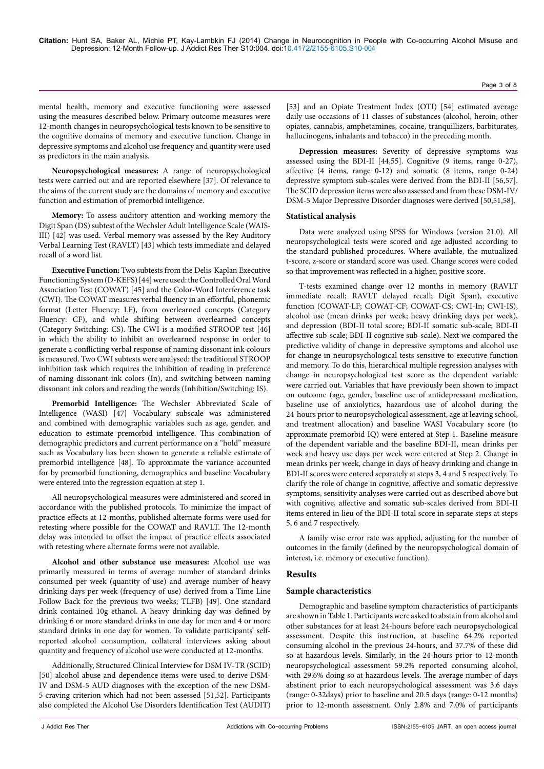mental health, memory and executive functioning were assessed using the measures described below. Primary outcome measures were 12-month changes in neuropsychological tests known to be sensitive to the cognitive domains of memory and executive function. Change in depressive symptoms and alcohol use frequency and quantity were used as predictors in the main analysis.

**Neuropsychological measures:** A range of neuropsychological tests were carried out and are reported elsewhere [37]. Of relevance to the aims of the current study are the domains of memory and executive function and estimation of premorbid intelligence.

**Memory:** To assess auditory attention and working memory the Digit Span (DS) subtest of the Wechsler Adult Intelligence Scale (WAIS-III) [42] was used. Verbal memory was assessed by the Rey Auditory Verbal Learning Test (RAVLT) [43] which tests immediate and delayed recall of a word list.

**Executive Function:** Two subtests from the Delis-Kaplan Executive Functioning System (D-KEFS) [44] were used: the Controlled Oral Word Association Test (COWAT) [45] and the Color-Word Interference task (CWI). The COWAT measures verbal fluency in an effortful, phonemic format (Letter Fluency: LF), from overlearned concepts (Category Fluency: CF), and while shifting between overlearned concepts (Category Switching: CS). The CWI is a modified STROOP test [46] in which the ability to inhibit an overlearned response in order to generate a conflicting verbal response of naming dissonant ink colours is measured. Two CWI subtests were analysed: the traditional STROOP inhibition task which requires the inhibition of reading in preference of naming dissonant ink colors (In), and switching between naming dissonant ink colors and reading the words (Inhibition/Switching: IS).

**Premorbid Intelligence:** The Wechsler Abbreviated Scale of Intelligence (WASI) [47] Vocabulary subscale was administered and combined with demographic variables such as age, gender, and education to estimate premorbid intelligence. This combination of demographic predictors and current performance on a "hold" measure such as Vocabulary has been shown to generate a reliable estimate of premorbid intelligence [48]. To approximate the variance accounted for by premorbid functioning, demographics and baseline Vocabulary were entered into the regression equation at step 1.

All neuropsychological measures were administered and scored in accordance with the published protocols. To minimize the impact of practice effects at 12-months, published alternate forms were used for retesting where possible for the COWAT and RAVLT. The 12-month delay was intended to offset the impact of practice effects associated with retesting where alternate forms were not available.

**Alcohol and other substance use measures:** Alcohol use was primarily measured in terms of average number of standard drinks consumed per week (quantity of use) and average number of heavy drinking days per week (frequency of use) derived from a Time Line Follow Back for the previous two weeks; TLFB) [49]. One standard drink contained 10g ethanol. A heavy drinking day was defined by drinking 6 or more standard drinks in one day for men and 4 or more standard drinks in one day for women. To validate participants' self-reported alcohol consumption, collateral interviews asking about quantity and frequency of alcohol use were conducted at 12-months.

Additionally, Structured Clinical Interview for DSM IV-TR (SCID) [50] alcohol abuse and dependence items were used to derive DSM-IV and DSM-5 AUD diagnoses with the exception of the new DSM-5 craving criterion which had not been assessed [51,52]. Participants also completed the Alcohol Use Disorders Identification Test (AUDIT) [53] and an Opiate Treatment Index (OTI) [54] estimated average daily use occasions of 11 classes of substances (alcohol, heroin, other opiates, cannabis, amphetamines, cocaine, tranquillizers, barbiturates, hallucinogens, inhalants and tobacco) in the preceding month.

**Depression measures:** Severity of depressive symptoms was assessed using the BDI-II [44,55]. Cognitive (9 items, range 0-27), affective (4 items, range 0-12) and somatic (8 items, range 0-24) depressive symptom sub-scales were derived from the BDI-II [56,57]. The SCID depression items were also assessed and from these DSM-IV/DSM-5 Major Depressive Disorder diagnoses were derived [50,51,58].

### Statistical analysis

Data were analyzed using SPSS for Windows (version 21.0). All neuropsychological tests were scored and age adjusted according to the standard published procedures. Where available, the mutualized t-score, z-score or standard score was used. Change scores were coded so that improvement was reflected in a higher, positive score.

T-tests examined change over 12 months in memory (RAVLT immediate recall; RAVLT delayed recall; Digit Span), executive function (COWAT-LF; COWAT-CF; COWAT-CS; CWI-In; CWI-IS), alcohol use (mean drinks per week; heavy drinking days per week), and depression (BDI-II total score; BDI-II somatic sub-scale; BDI-II affective sub-scale; BDI-II cognitive sub-scale). Next we compared the predictive validity of change in depressive symptoms and alcohol use for change in neuropsychological tests sensitive to executive function and memory. To do this, hierarchical multiple regression analyses with change in neuropsychological test score as the dependent variable were carried out. Variables that have previously been shown to impact on outcome (age, gender, baseline use of antidepressant medication, baseline use of anxiolytics, hazardous use of alcohol during the 24-hours prior to neuropsychological assessment, age at leaving school, and treatment allocation) and baseline WASI Vocabulary score (to approximate premorbid IQ) were entered at Step 1. Baseline measure of the dependent variable and the baseline BDI-II, mean drinks per week and heavy use days per week were entered at Step 2. Change in mean drinks per week, change in days of heavy drinking and change in BDI-II scores were entered separately at steps 3, 4 and 5 respectively. To clarify the role of change in cognitive, affective and somatic depressive symptoms, sensitivity analyses were carried out as described above but with cognitive, affective and somatic sub-scales derived from BDI-II items entered in lieu of the BDI-II total score in separate steps at steps 5, 6 and 7 respectively.

A family wise error rate was applied, adjusting for the number of outcomes in the family (defined by the neuropsychological domain of interest, i.e. memory or executive function).

## Results

### Sample characteristics

Demographic and baseline symptom characteristics of participants are shown in Table 1. Participants were asked to abstain from alcohol and other substances for at least 24-hours before each neuropsychological assessment. Despite this instruction, at baseline 64.2% reported consuming alcohol in the previous 24-hours, and 37.7% of these did so at hazardous levels. Similarly, in the 24-hours prior to 12-month neuropsychological assessment 59.2% reported consuming alcohol, with 29.6% doing so at hazardous levels. The average number of days abstinent prior to each neuropsychological assessment was 3.6 days (range: 0-32days) prior to baseline and 20.5 days (range: 0-12 months) prior to 12-month assessment. Only 2.8% and 7.0% of participants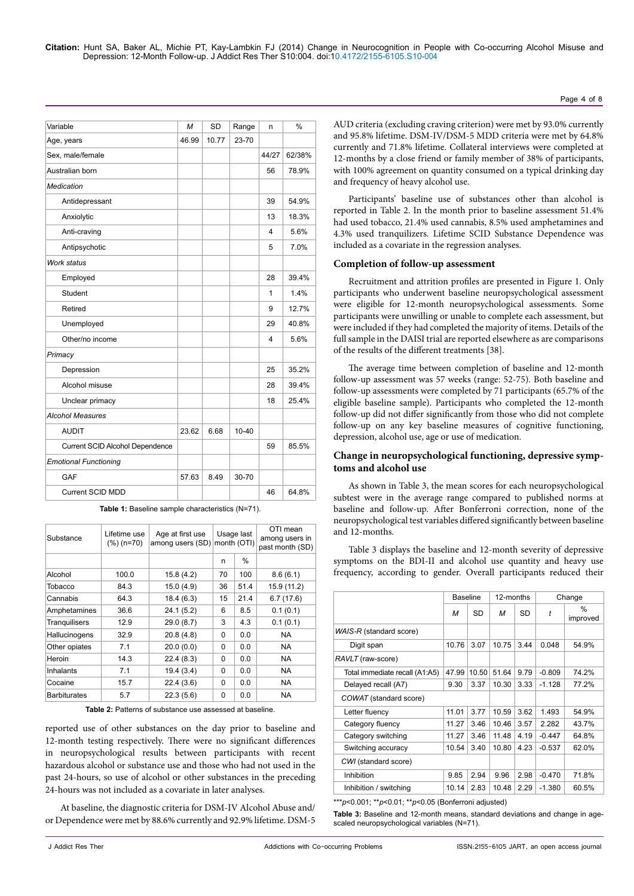| Variable | M | SD | Range | n | % |
|---|---|---|---|---|---|
| Age, years | 46.99 | 10.77 | 23-70 | | |
| Sex, male/female | | | | 44/27 | 62/38% |
| Australian born | | | | 56 | 78.9% |
| *Medication* | | | | | |
| Antidepressant | | | | 39 | 54.9% |
| Anxiolytic | | | | 13 | 18.3% |
| Anti-craving | | | | 4 | 5.6% |
| Antipsychotic | | | | 5 | 7.0% |
| *Work status* | | | | | |
| Employed | | | | 28 | 39.4% |
| Student | | | | 1 | 1.4% |
| Retired | | | | 9 | 12.7% |
| Unemployed | | | | 29 | 40.8% |
| Other/no income | | | | 4 | 5.6% |
| *Primacy* | | | | | |
| Depression | | | | 25 | 35.2% |
| Alcohol misuse | | | | 28 | 39.4% |
| Unclear primacy | | | | 18 | 25.4% |
| *Alcohol Measures* | | | | | |
| AUDIT | 23.62 | 6.68 | 10-40 | | |
| Current SCID Alcohol Dependence | | | | 59 | 85.5% |
| *Emotional Functioning* | | | | | |
| GAF | 57.63 | 8.49 | 30-70 | | |
| Current SCID MDD | | | | 46 | 64.8% |

**Table 1:** Baseline sample characteristics (N=71).

| Substance | Lifetime use (%) (n=70) | Age at first use among users (SD) | Usage last month (OTI) | | OTI mean among users in past month (SD) |
|---|---|---|---|---|---|
| | | | n | % | |
| Alcohol | 100.0 | 15.8 (4.2) | 70 | 100 | 8.6 (6.1) |
| Tobacco | 84.3 | 15.0 (4.9) | 36 | 51.4 | 15.9 (11.2) |
| Cannabis | 64.3 | 18.4 (6.3) | 15 | 21.4 | 6.7 (17.6) |
| Amphetamines | 36.6 | 24.1 (5.2) | 6 | 8.5 | 0.1 (0.1) |
| Tranquilisers | 12.9 | 29.0 (8.7) | 3 | 4.3 | 0.1 (0.1) |
| Hallucinogens | 32.9 | 20.8 (4.8) | 0 | 0.0 | NA |
| Other opiates | 7.1 | 20.0 (0.0) | 0 | 0.0 | NA |
| Heroin | 14.3 | 22.4 (8.3) | 0 | 0.0 | NA |
| Inhalants | 7.1 | 19.4 (3.4) | 0 | 0.0 | NA |
| Cocaine | 15.7 | 22.4 (3.6) | 0 | 0.0 | NA |
| Barbiturates | 5.7 | 22.3 (5.6) | 0 | 0.0 | NA |

**Table 2:** Patterns of substance use assessed at baseline.

reported use of other substances on the day prior to baseline and 12-month testing respectively. There were no significant differences in neuropsychological results between participants with recent hazardous alcohol or substance use and those who had not used in the past 24-hours, so use of alcohol or other substances in the preceding 24-hours was not included as a covariate in later analyses.

At baseline, the diagnostic criteria for DSM-IV Alcohol Abuse and/or Dependence were met by 88.6% currently and 92.9% lifetime. DSM-5 AUD criteria (excluding craving criterion) were met by 93.0% currently and 95.8% lifetime. DSM-IV/DSM-5 MDD criteria were met by 64.8% currently and 71.8% lifetime. Collateral interviews were completed at 12-months by a close friend or family member of 38% of participants, with 100% agreement on quantity consumed on a typical drinking day and frequency of heavy alcohol use.

Participants' baseline use of substances other than alcohol is reported in Table 2. In the month prior to baseline assessment 51.4% had used tobacco, 21.4% used cannabis, 8.5% used amphetamines and 4.3% used tranquilizers. Lifetime SCID Substance Dependence was included as a covariate in the regression analyses.

### Completion of follow-up assessment

Recruitment and attrition profiles are presented in Figure 1. Only participants who underwent baseline neuropsychological assessment were eligible for 12-month neuropsychological assessments. Some participants were unwilling or unable to complete each assessment, but were included if they had completed the majority of items. Details of the full sample in the DAISI trial are reported elsewhere as are comparisons of the results of the different treatments [38].

The average time between completion of baseline and 12-month follow-up assessment was 57 weeks (range: 52-75). Both baseline and follow-up assessments were completed by 71 participants (65.7% of the eligible baseline sample). Participants who completed the 12-month follow-up did not differ significantly from those who did not complete follow-up on any key baseline measures of cognitive functioning, depression, alcohol use, age or use of medication.

### Change in neuropsychological functioning, depressive symptoms and alcohol use

As shown in Table 3, the mean scores for each neuropsychological subtest were in the average range compared to published norms at baseline and follow-up. After Bonferroni correction, none of the neuropsychological test variables differed significantly between baseline and 12-months.

Table 3 displays the baseline and 12-month severity of depressive symptoms on the BDI-II and alcohol use quantity and heavy use frequency, according to gender. Overall participants reduced their

| | Baseline | | 12-months | | Change | |
|---|---|---|---|---|---|---|
| | M | SD | M | SD | t | % improved |
| *WAIS-R* (standard score) | | | | | | |
| Digit span | 10.76 | 3.07 | 10.75 | 3.44 | 0.048 | 54.9% |
| *RAVLT* (raw-score) | | | | | | |
| Total immediate recall (A1:A5) | 47.99 | 10.50 | 51.64 | 9.79 | -0.809 | 74.2% |
| Delayed recall (A7) | 9.30 | 3.37 | 10.30 | 3.33 | -1.128 | 77.2% |
| *COWAT* (standard score) | | | | | | |
| Letter fluency | 11.01 | 3.77 | 10.59 | 3.62 | 1.493 | 54.9% |
| Category fluency | 11.27 | 3.46 | 10.46 | 3.57 | 2.282 | 43.7% |
| Category switching | 11.27 | 3.46 | 11.48 | 4.19 | -0.447 | 64.8% |
| Switching accuracy | 10.54 | 3.40 | 10.80 | 4.23 | -0.537 | 62.0% |
| *CWI* (standard score) | | | | | | |
| Inhibition | 9.85 | 2.94 | 9.96 | 2.98 | -0.470 | 71.8% |
| Inhibition / switching | 10.14 | 2.83 | 10.48 | 2.29 | -1.380 | 60.5% |

***$p$<0.001; **$p$<0.01; **$p$<0.05 (Bonferroni adjusted)

**Table 3:** Baseline and 12-month means, standard deviations and change in age-scaled neuropsychological variables (N=71).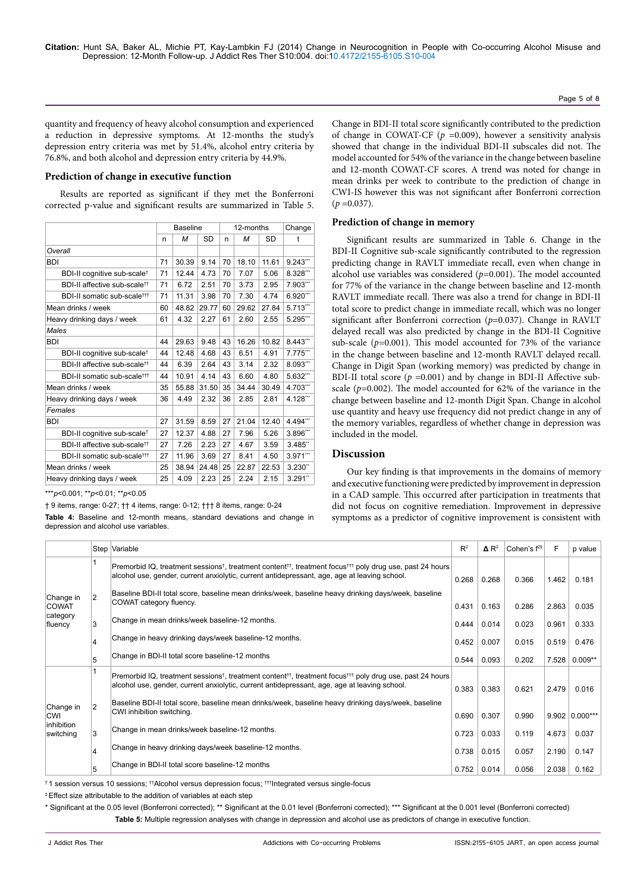quantity and frequency of heavy alcohol consumption and experienced a reduction in depressive symptoms. At 12-months the study's depression entry criteria was met by 51.4%, alcohol entry criteria by 76.8%, and both alcohol and depression entry criteria by 44.9%.

### Prediction of change in executive function

Results are reported as significant if they met the Bonferroni corrected p-value and significant results are summarized in Table 5.

| | Baseline | | | 12-months | | | Change |
|---|---|---|---|---|---|---|---|
| | n | *M* | SD | n | *M* | SD | t |
| *Overall* | | | | | | | |
| BDI | 71 | 30.39 | 9.14 | 70 | 18.10 | 11.61 | 9.243*** |
| BDI-II cognitive sub-scale† | 71 | 12.44 | 4.73 | 70 | 7.07 | 5.06 | 8.328*** |
| BDI-II affective sub-scale†† | 71 | 6.72 | 2.51 | 70 | 3.73 | 2.95 | 7.903*** |
| BDI-II somatic sub-scale††† | 71 | 11.31 | 3.98 | 70 | 7.30 | 4.74 | 6.920*** |
| Mean drinks / week | 60 | 48.82 | 29.77 | 60 | 29.62 | 27.84 | 5.713*** |
| Heavy drinking days / week | 61 | 4.32 | 2.27 | 61 | 2.60 | 2.55 | 5.295*** |
| *Males* | | | | | | | |
| BDI | 44 | 29.63 | 9.48 | 43 | 16.26 | 10.82 | 8.443*** |
| BDI-II cognitive sub-scale† | 44 | 12.48 | 4.68 | 43 | 6.51 | 4.91 | 7.775*** |
| BDI-II affective sub-scale†† | 44 | 6.39 | 2.64 | 43 | 3.14 | 2.32 | 8.093*** |
| BDI-II somatic sub-scale††† | 44 | 10.91 | 4.14 | 43 | 6.60 | 4.80 | 5.632*** |
| Mean drinks / week | 35 | 55.88 | 31.50 | 35 | 34.44 | 30.49 | 4.703*** |
| Heavy drinking days / week | 36 | 4.49 | 2.32 | 36 | 2.85 | 2.81 | 4.128*** |
| *Females* | | | | | | | |
| BDI | 27 | 31.59 | 8.59 | 27 | 21.04 | 12.40 | 4.494*** |
| BDI-II cognitive sub-scale† | 27 | 12.37 | 4.88 | 27 | 7.96 | 5.26 | 3.896*** |
| BDI-II affective sub-scale†† | 27 | 7.26 | 2.23 | 27 | 4.67 | 3.59 | 3.485** |
| BDI-II somatic sub-scale††† | 27 | 11.96 | 3.69 | 27 | 8.41 | 4.50 | 3.971*** |
| Mean drinks / week | 25 | 38.94 | 24.48 | 25 | 22.87 | 22.53 | 3.230** |
| Heavy drinking days / week | 25 | 4.09 | 2.23 | 25 | 2.24 | 2.15 | 3.291** |

****p*<0.001; ***p*<0.01; ***p*<0.05

† 9 items, range: 0-27; †† 4 items, range: 0-12; ††† 8 items, range: 0-24

**Table 4:** Baseline and 12-month means, standard deviations and change in depression and alcohol use variables.

Change in BDI-II total score significantly contributed to the prediction of change in COWAT-CF (*p* =0.009), however a sensitivity analysis showed that change in the individual BDI-II subscales did not. The model accounted for 54% of the variance in the change between baseline and 12-month COWAT-CF scores. A trend was noted for change in mean drinks per week to contribute to the prediction of change in CWI-IS however this was not significant after Bonferroni correction (*p* =0.037).

### Prediction of change in memory

Significant results are summarized in Table 6. Change in the BDI-II Cognitive sub-scale significantly contributed to the regression predicting change in RAVLT immediate recall, even when change in alcohol use variables was considered (*p*=0.001). The model accounted for 77% of the variance in the change between baseline and 12-month RAVLT immediate recall. There was also a trend for change in BDI-II total score to predict change in immediate recall, which was no longer significant after Bonferroni correction (*p*=0.037). Change in RAVLT delayed recall was also predicted by change in the BDI-II Cognitive sub-scale (*p*=0.001). This model accounted for 73% of the variance in the change between baseline and 12-month RAVLT delayed recall. Change in Digit Span (working memory) was predicted by change in BDI-II total score (*p* =0.001) and by change in BDI-II Affective sub-scale (*p*=0.002). The model accounted for 62% of the variance in the change between baseline and 12-month Digit Span. Change in alcohol use quantity and heavy use frequency did not predict change in any of the memory variables, regardless of whether change in depression was included in the model.

## Discussion

Our key finding is that improvements in the domains of memory and executive functioning were predicted by improvement in depression in a CAD sample. This occurred after participation in treatments that did not focus on cognitive remediation. Improvement in depressive symptoms as a predictor of cognitive improvement is consistent with

| | Step | Variable | $R^2$ | $\Delta R^2$ | Cohen's $f^2$‡ | F | p value |
|---|---|---|---|---|---|---|---|
| Change in COWAT category fluency | 1 | Premorbid IQ, treatment sessions†, treatment content††, treatment focus††† poly drug use, past 24 hours alcohol use, gender, current anxiolytic, current antidepressant, age, age at leaving school. | 0.268 | 0.268 | 0.366 | 1.462 | 0.181 |
| | 2 | Baseline BDI-II total score, baseline mean drinks/week, baseline heavy drinking days/week, baseline COWAT category fluency. | 0.431 | 0.163 | 0.286 | 2.863 | 0.035 |
| | 3 | Change in mean drinks/week baseline-12 months. | 0.444 | 0.014 | 0.023 | 0.961 | 0.333 |
| | 4 | Change in heavy drinking days/week baseline-12 months. | 0.452 | 0.007 | 0.015 | 0.519 | 0.476 |
| | 5 | Change in BDI-II total score baseline-12 months | 0.544 | 0.093 | 0.202 | 7.528 | 0.009** |
| Change in CWI inhibition switching | 1 | Premorbid IQ, treatment sessions†, treatment content††, treatment focus††† poly drug use, past 24 hours alcohol use, gender, current anxiolytic, current antidepressant, age, age at leaving school. | 0.383 | 0.383 | 0.621 | 2.479 | 0.016 |
| | 2 | Baseline BDI-II total score, baseline mean drinks/week, baseline heavy drinking days/week, baseline CWI inhibition switching. | 0.690 | 0.307 | 0.990 | 9.902 | 0.000*** |
| | 3 | Change in mean drinks/week baseline-12 months. | 0.723 | 0.033 | 0.119 | 4.673 | 0.037 |
| | 4 | Change in heavy drinking days/week baseline-12 months. | 0.738 | 0.015 | 0.057 | 2.190 | 0.147 |
| | 5 | Change in BDI-II total score baseline-12 months | 0.752 | 0.014 | 0.056 | 2.038 | 0.162 |

† 1 session versus 10 sessions; ††Alcohol versus depression focus; †††Integrated versus single-focus

‡ Effect size attributable to the addition of variables at each step

\* Significant at the 0.05 level (Bonferroni corrected); ** Significant at the 0.01 level (Bonferroni corrected); *** Significant at the 0.001 level (Bonferroni corrected)

**Table 5:** Multiple regression analyses with change in depression and alcohol use as predictors of change in executive function.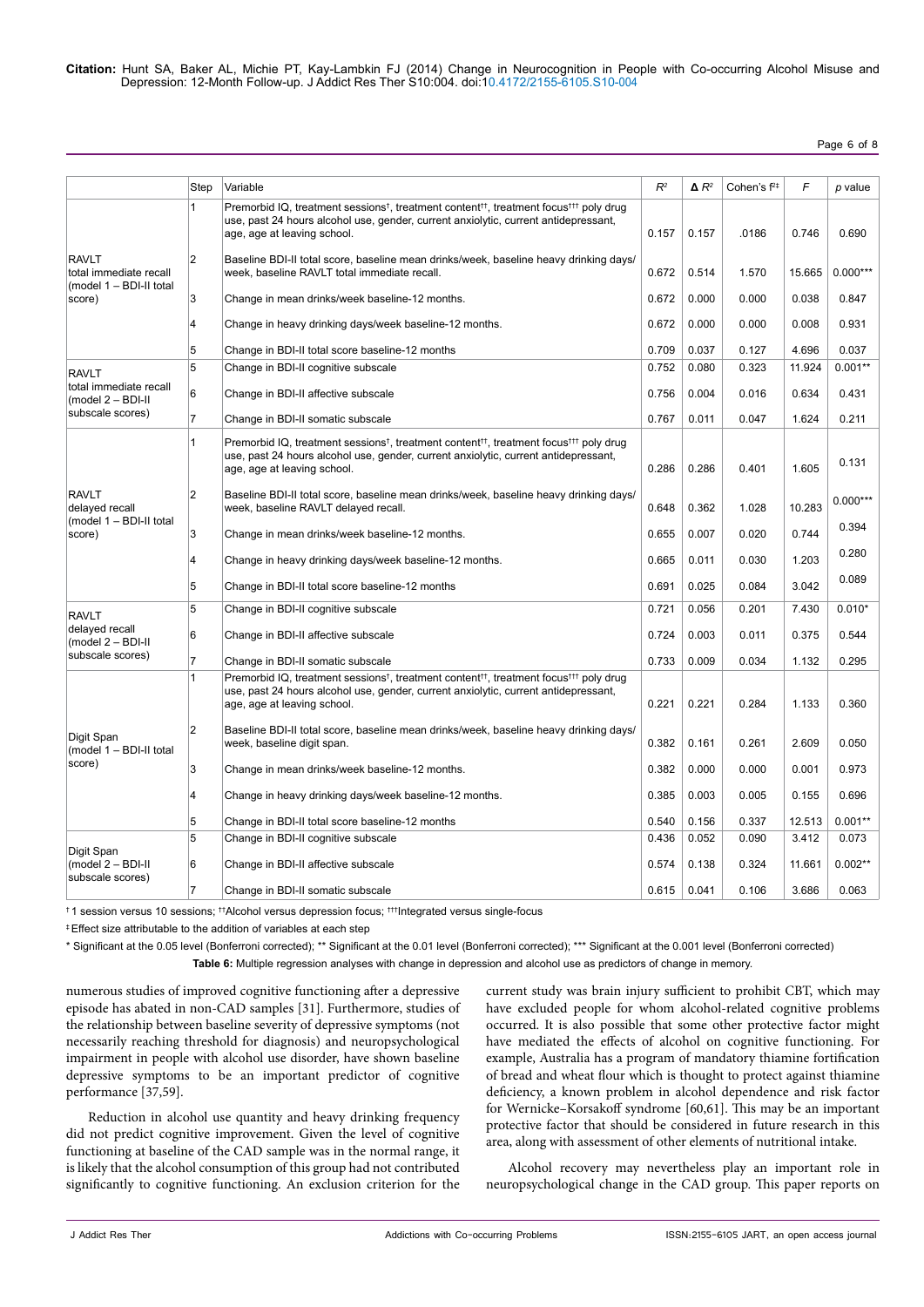|  | Step | Variable | $R^2$ | $\Delta R^2$ | Cohen's $f^{2‡}$ | $F$ | $p$ value |
|---|---|---|---|---|---|---|---|
| RAVLT total immediate recall (model 1 – BDI-II total score) | 1 | Premorbid IQ, treatment sessions†, treatment content††, treatment focus††† poly drug use, past 24 hours alcohol use, gender, current anxiolytic, current antidepressant, age, age at leaving school. | 0.157 | 0.157 | .0186 | 0.746 | 0.690 |
|  | 2 | Baseline BDI-II total score, baseline mean drinks/week, baseline heavy drinking days/week, baseline RAVLT total immediate recall. | 0.672 | 0.514 | 1.570 | 15.665 | 0.000*** |
|  | 3 | Change in mean drinks/week baseline-12 months. | 0.672 | 0.000 | 0.000 | 0.038 | 0.847 |
|  | 4 | Change in heavy drinking days/week baseline-12 months. | 0.672 | 0.000 | 0.000 | 0.008 | 0.931 |
|  | 5 | Change in BDI-II total score baseline-12 months | 0.709 | 0.037 | 0.127 | 4.696 | 0.037 |
| RAVLT total immediate recall (model 2 – BDI-II subscale scores) | 5 | Change in BDI-II cognitive subscale | 0.752 | 0.080 | 0.323 | 11.924 | 0.001** |
|  | 6 | Change in BDI-II affective subscale | 0.756 | 0.004 | 0.016 | 0.634 | 0.431 |
|  | 7 | Change in BDI-II somatic subscale | 0.767 | 0.011 | 0.047 | 1.624 | 0.211 |
| RAVLT delayed recall (model 1 – BDI-II total score) | 1 | Premorbid IQ, treatment sessions†, treatment content††, treatment focus††† poly drug use, past 24 hours alcohol use, gender, current anxiolytic, current antidepressant, age, age at leaving school. | 0.286 | 0.286 | 0.401 | 1.605 | 0.131 |
|  | 2 | Baseline BDI-II total score, baseline mean drinks/week, baseline heavy drinking days/week, baseline RAVLT delayed recall. | 0.648 | 0.362 | 1.028 | 10.283 | 0.000*** |
|  | 3 | Change in mean drinks/week baseline-12 months. | 0.655 | 0.007 | 0.020 | 0.744 | 0.394 |
|  | 4 | Change in heavy drinking days/week baseline-12 months. | 0.665 | 0.011 | 0.030 | 1.203 | 0.280 |
|  | 5 | Change in BDI-II total score baseline-12 months | 0.691 | 0.025 | 0.084 | 3.042 | 0.089 |
| RAVLT delayed recall (model 2 – BDI-II subscale scores) | 5 | Change in BDI-II cognitive subscale | 0.721 | 0.056 | 0.201 | 7.430 | 0.010* |
|  | 6 | Change in BDI-II affective subscale | 0.724 | 0.003 | 0.011 | 0.375 | 0.544 |
|  | 7 | Change in BDI-II somatic subscale | 0.733 | 0.009 | 0.034 | 1.132 | 0.295 |
| Digit Span (model 1 – BDI-II total score) | 1 | Premorbid IQ, treatment sessions†, treatment content††, treatment focus††† poly drug use, past 24 hours alcohol use, gender, current anxiolytic, current antidepressant, age, age at leaving school. | 0.221 | 0.221 | 0.284 | 1.133 | 0.360 |
|  | 2 | Baseline BDI-II total score, baseline mean drinks/week, baseline heavy drinking days/week, baseline digit span. | 0.382 | 0.161 | 0.261 | 2.609 | 0.050 |
|  | 3 | Change in mean drinks/week baseline-12 months. | 0.382 | 0.000 | 0.000 | 0.001 | 0.973 |
|  | 4 | Change in heavy drinking days/week baseline-12 months. | 0.385 | 0.003 | 0.005 | 0.155 | 0.696 |
|  | 5 | Change in BDI-II total score baseline-12 months | 0.540 | 0.156 | 0.337 | 12.513 | 0.001** |
| Digit Span (model 2 – BDI-II subscale scores) | 5 | Change in BDI-II cognitive subscale | 0.436 | 0.052 | 0.090 | 3.412 | 0.073 |
|  | 6 | Change in BDI-II affective subscale | 0.574 | 0.138 | 0.324 | 11.661 | 0.002** |
|  | 7 | Change in BDI-II somatic subscale | 0.615 | 0.041 | 0.106 | 3.686 | 0.063 |

† 1 session versus 10 sessions; ††Alcohol versus depression focus; †††Integrated versus single-focus

‡ Effect size attributable to the addition of variables at each step

* Significant at the 0.05 level (Bonferroni corrected); ** Significant at the 0.01 level (Bonferroni corrected); *** Significant at the 0.001 level (Bonferroni corrected)

**Table 6:** Multiple regression analyses with change in depression and alcohol use as predictors of change in memory.

numerous studies of improved cognitive functioning after a depressive episode has abated in non-CAD samples [31]. Furthermore, studies of the relationship between baseline severity of depressive symptoms (not necessarily reaching threshold for diagnosis) and neuropsychological impairment in people with alcohol use disorder, have shown baseline depressive symptoms to be an important predictor of cognitive performance [37,59].

Reduction in alcohol use quantity and heavy drinking frequency did not predict cognitive improvement. Given the level of cognitive functioning at baseline of the CAD sample was in the normal range, it is likely that the alcohol consumption of this group had not contributed significantly to cognitive functioning. An exclusion criterion for the current study was brain injury sufficient to prohibit CBT, which may have excluded people for whom alcohol-related cognitive problems occurred. It is also possible that some other protective factor might have mediated the effects of alcohol on cognitive functioning. For example, Australia has a program of mandatory thiamine fortification of bread and wheat flour which is thought to protect against thiamine deficiency, a known problem in alcohol dependence and risk factor for Wernicke–Korsakoff syndrome [60,61]. This may be an important protective factor that should be considered in future research in this area, along with assessment of other elements of nutritional intake.

Alcohol recovery may nevertheless play an important role in neuropsychological change in the CAD group. This paper reports on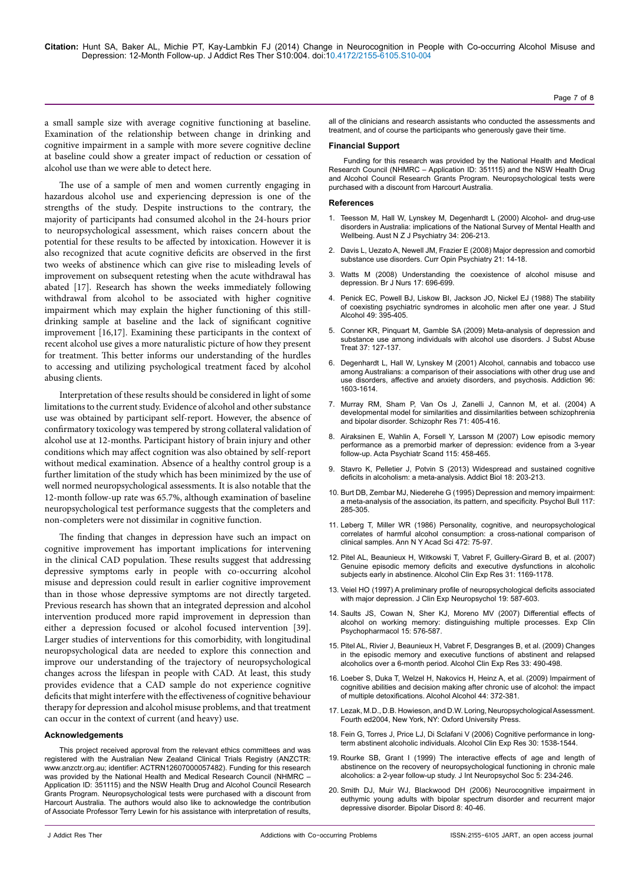a small sample size with average cognitive functioning at baseline. Examination of the relationship between change in drinking and cognitive impairment in a sample with more severe cognitive decline at baseline could show a greater impact of reduction or cessation of alcohol use than we were able to detect here.

The use of a sample of men and women currently engaging in hazardous alcohol use and experiencing depression is one of the strengths of the study. Despite instructions to the contrary, the majority of participants had consumed alcohol in the 24-hours prior to neuropsychological assessment, which raises concern about the potential for these results to be affected by intoxication. However it is also recognized that acute cognitive deficits are observed in the first two weeks of abstinence which can give rise to misleading levels of improvement on subsequent retesting when the acute withdrawal has abated [17]. Research has shown the weeks immediately following withdrawal from alcohol to be associated with higher cognitive impairment which may explain the higher functioning of this still-drinking sample at baseline and the lack of significant cognitive improvement [16,17]. Examining these participants in the context of recent alcohol use gives a more naturalistic picture of how they present for treatment. This better informs our understanding of the hurdles to accessing and utilizing psychological treatment faced by alcohol abusing clients.

Interpretation of these results should be considered in light of some limitations to the current study. Evidence of alcohol and other substance use was obtained by participant self-report. However, the absence of confirmatory toxicology was tempered by strong collateral validation of alcohol use at 12-months. Participant history of brain injury and other conditions which may affect cognition was also obtained by self-report without medical examination. Absence of a healthy control group is a further limitation of the study which has been minimized by the use of well normed neuropsychological assessments. It is also notable that the 12-month follow-up rate was 65.7%, although examination of baseline neuropsychological test performance suggests that the completers and non-completers were not dissimilar in cognitive function.

The finding that changes in depression have such an impact on cognitive improvement has important implications for intervening in the clinical CAD population. These results suggest that addressing depressive symptoms early in people with co-occurring alcohol misuse and depression could result in earlier cognitive improvement than in those whose depressive symptoms are not directly targeted. Previous research has shown that an integrated depression and alcohol intervention produced more rapid improvement in depression than either a depression focused or alcohol focused intervention [39]. Larger studies of interventions for this comorbidity, with longitudinal neuropsychological data are needed to explore this connection and improve our understanding of the trajectory of neuropsychological changes across the lifespan in people with CAD. At least, this study provides evidence that a CAD sample do not experience cognitive deficits that might interfere with the effectiveness of cognitive behaviour therapy for depression and alcohol misuse problems, and that treatment can occur in the context of current (and heavy) use.

### Acknowledgements

This project received approval from the relevant ethics committees and was registered with the Australian New Zealand Clinical Trials Registry (ANZCTR: www.anzctr.org.au; identifier: ACTRN12607000057482). Funding for this research was provided by the National Health and Medical Research Council (NHMRC – Application ID: 351115) and the NSW Health Drug and Alcohol Council Research Grants Program. Neuropsychological tests were purchased with a discount from Harcourt Australia. The authors would also like to acknowledge the contribution of Associate Professor Terry Lewin for his assistance with interpretation of results, all of the clinicians and research assistants who conducted the assessments and treatment, and of course the participants who generously gave their time.

### Financial Support

Funding for this research was provided by the National Health and Medical Research Council (NHMRC – Application ID: 351115) and the NSW Health Drug and Alcohol Council Research Grants Program. Neuropsychological tests were purchased with a discount from Harcourt Australia.

### References

1. Teesson M, Hall W, Lynskey M, Degenhardt L (2000) Alcohol- and drug-use disorders in Australia: implications of the National Survey of Mental Health and Wellbeing. Aust N Z J Psychiatry 34: 206-213.
2. Davis L, Uezato A, Newell JM, Frazier E (2008) Major depression and comorbid substance use disorders. Curr Opin Psychiatry 21: 14-18.
3. Watts M (2008) Understanding the coexistence of alcohol misuse and depression. Br J Nurs 17: 696-699.
4. Penick EC, Powell BJ, Liskow BI, Jackson JO, Nickel EJ (1988) The stability of coexisting psychiatric syndromes in alcoholic men after one year. J Stud Alcohol 49: 395-405.
5. Conner KR, Pinquart M, Gamble SA (2009) Meta-analysis of depression and substance use among individuals with alcohol use disorders. J Subst Abuse Treat 37: 127-137.
6. Degenhardt L, Hall W, Lynskey M (2001) Alcohol, cannabis and tobacco use among Australians: a comparison of their associations with other drug use and use disorders, affective and anxiety disorders, and psychosis. Addiction 96: 1603-1614.
7. Murray RM, Sham P, Van Os J, Zanelli J, Cannon M, et al. (2004) A developmental model for similarities and dissimilarities between schizophrenia and bipolar disorder. Schizophr Res 71: 405-416.
8. Airaksinen E, Wahlin A, Forsell Y, Larsson M (2007) Low episodic memory performance as a premorbid marker of depression: evidence from a 3-year follow-up. Acta Psychiatr Scand 115: 458-465.
9. Stavro K, Pelletier J, Potvin S (2013) Widespread and sustained cognitive deficits in alcoholism: a meta-analysis. Addict Biol 18: 203-213.
10. Burt DB, Zembar MJ, Niederehe G (1995) Depression and memory impairment: a meta-analysis of the association, its pattern, and specificity. Psychol Bull 117: 285-305.
11. Løberg T, Miller WR (1986) Personality, cognitive, and neuropsychological correlates of harmful alcohol consumption: a cross-national comparison of clinical samples. Ann N Y Acad Sci 472: 75-97.
12. Pitel AL, Beaunieux H, Witkowski T, Vabret F, Guillery-Girard B, et al. (2007) Genuine episodic memory deficits and executive dysfunctions in alcoholic subjects early in abstinence. Alcohol Clin Exp Res 31: 1169-1178.
13. Veiel HO (1997) A preliminary profile of neuropsychological deficits associated with major depression. J Clin Exp Neuropsychol 19: 587-603.
14. Saults JS, Cowan N, Sher KJ, Moreno MV (2007) Differential effects of alcohol on working memory: distinguishing multiple processes. Exp Clin Psychopharmacol 15: 576-587.
15. Pitel AL, Rivier J, Beaunieux H, Vabret F, Desgranges B, et al. (2009) Changes in the episodic memory and executive functions of abstinent and relapsed alcoholics over a 6-month period. Alcohol Clin Exp Res 33: 490-498.
16. Loeber S, Duka T, Welzel H, Nakovics H, Heinz A, et al. (2009) Impairment of cognitive abilities and decision making after chronic use of alcohol: the impact of multiple detoxifications. Alcohol Alcohol 44: 372-381.
17. Lezak, M.D., D.B. Howieson, and D.W. Loring, Neuropsychological Assessment. Fourth ed2004, New York, NY: Oxford University Press.
18. Fein G, Torres J, Price LJ, Di Sclafani V (2006) Cognitive performance in long-term abstinent alcoholic individuals. Alcohol Clin Exp Res 30: 1538-1544.
19. Rourke SB, Grant I (1999) The interactive effects of age and length of abstinence on the recovery of neuropsychological functioning in chronic male alcoholics: a 2-year follow-up study. J Int Neuropsychol Soc 5: 234-246.
20. Smith DJ, Muir WJ, Blackwood DH (2006) Neurocognitive impairment in euthymic young adults with bipolar spectrum disorder and recurrent major depressive disorder. Bipolar Disord 8: 40-46.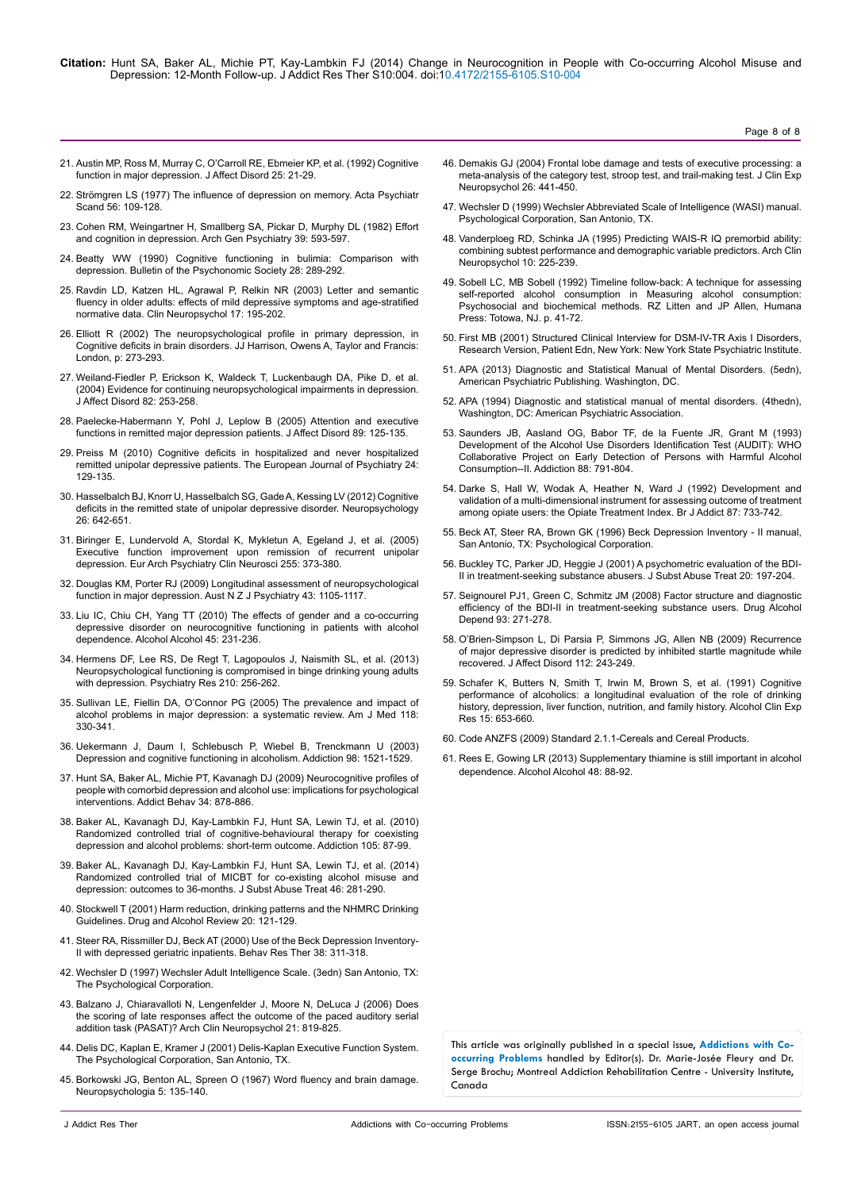21. Austin MP, Ross M, Murray C, O'Carroll RE, Ebmeier KP, et al. (1992) Cognitive function in major depression. J Affect Disord 25: 21-29.

22. Strömgren LS (1977) The influence of depression on memory. Acta Psychiatr Scand 56: 109-128.

23. Cohen RM, Weingartner H, Smallberg SA, Pickar D, Murphy DL (1982) Effort and cognition in depression. Arch Gen Psychiatry 39: 593-597.

24. Beatty WW (1990) Cognitive functioning in bulimia: Comparison with depression. Bulletin of the Psychonomic Society 28: 289-292.

25. Ravdin LD, Katzen HL, Agrawal P, Relkin NR (2003) Letter and semantic fluency in older adults: effects of mild depressive symptoms and age-stratified normative data. Clin Neuropsychol 17: 195-202.

26. Elliott R (2002) The neuropsychological profile in primary depression, in Cognitive deficits in brain disorders. JJ Harrison, Owens A, Taylor and Francis: London, p: 273-293.

27. Weiland-Fiedler P, Erickson K, Waldeck T, Luckenbaugh DA, Pike D, et al. (2004) Evidence for continuing neuropsychological impairments in depression. J Affect Disord 82: 253-258.

28. Paelecke-Habermann Y, Pohl J, Leplow B (2005) Attention and executive functions in remitted major depression patients. J Affect Disord 89: 125-135.

29. Preiss M (2010) Cognitive deficits in hospitalized and never hospitalized remitted unipolar depressive patients. The European Journal of Psychiatry 24: 129-135.

30. Hasselbalch BJ, Knorr U, Hasselbalch SG, Gade A, Kessing LV (2012) Cognitive deficits in the remitted state of unipolar depressive disorder. Neuropsychology 26: 642-651.

31. Biringer E, Lundervold A, Stordal K, Mykletun A, Egeland J, et al. (2005) Executive function improvement upon remission of recurrent unipolar depression. Eur Arch Psychiatry Clin Neurosci 255: 373-380.

32. Douglas KM, Porter RJ (2009) Longitudinal assessment of neuropsychological function in major depression. Aust N Z J Psychiatry 43: 1105-1117.

33. Liu IC, Chiu CH, Yang TT (2010) The effects of gender and a co-occurring depressive disorder on neurocognitive functioning in patients with alcohol dependence. Alcohol Alcohol 45: 231-236.

34. Hermens DF, Lee RS, De Regt T, Lagopoulos J, Naismith SL, et al. (2013) Neuropsychological functioning is compromised in binge drinking young adults with depression. Psychiatry Res 210: 256-262.

35. Sullivan LE, Fiellin DA, O'Connor PG (2005) The prevalence and impact of alcohol problems in major depression: a systematic review. Am J Med 118: 330-341.

36. Uekermann J, Daum I, Schlebusch P, Wiebel B, Trenckmann U (2003) Depression and cognitive functioning in alcoholism. Addiction 98: 1521-1529.

37. Hunt SA, Baker AL, Michie PT, Kavanagh DJ (2009) Neurocognitive profiles of people with comorbid depression and alcohol use: implications for psychological interventions. Addict Behav 34: 878-886.

38. Baker AL, Kavanagh DJ, Kay-Lambkin FJ, Hunt SA, Lewin TJ, et al. (2010) Randomized controlled trial of cognitive-behavioural therapy for coexisting depression and alcohol problems: short-term outcome. Addiction 105: 87-99.

39. Baker AL, Kavanagh DJ, Kay-Lambkin FJ, Hunt SA, Lewin TJ, et al. (2014) Randomized controlled trial of MICBT for co-existing alcohol misuse and depression: outcomes to 36-months. J Subst Abuse Treat 46: 281-290.

40. Stockwell T (2001) Harm reduction, drinking patterns and the NHMRC Drinking Guidelines. Drug and Alcohol Review 20: 121-129.

41. Steer RA, Rissmiller DJ, Beck AT (2000) Use of the Beck Depression Inventory-II with depressed geriatric inpatients. Behav Res Ther 38: 311-318.

42. Wechsler D (1997) Wechsler Adult Intelligence Scale. (3edn) San Antonio, TX: The Psychological Corporation.

43. Balzano J, Chiaravalloti N, Lengenfelder J, Moore N, DeLuca J (2006) Does the scoring of late responses affect the outcome of the paced auditory serial addition task (PASAT)? Arch Clin Neuropsychol 21: 819-825.

44. Delis DC, Kaplan E, Kramer J (2001) Delis-Kaplan Executive Function System. The Psychological Corporation, San Antonio, TX.

45. Borkowski JG, Benton AL, Spreen O (1967) Word fluency and brain damage. Neuropsychologia 5: 135-140.

46. Demakis GJ (2004) Frontal lobe damage and tests of executive processing: a meta-analysis of the category test, stroop test, and trail-making test. J Clin Exp Neuropsychol 26: 441-450.

47. Wechsler D (1999) Wechsler Abbreviated Scale of Intelligence (WASI) manual. Psychological Corporation, San Antonio, TX.

48. Vanderploeg RD, Schinka JA (1995) Predicting WAIS-R IQ premorbid ability: combining subtest performance and demographic variable predictors. Arch Clin Neuropsychol 10: 225-239.

49. Sobell LC, MB Sobell (1992) Timeline follow-back: A technique for assessing self-reported alcohol consumption in Measuring alcohol consumption: Psychosocial and biochemical methods. RZ Litten and JP Allen, Humana Press: Totowa, NJ. p. 41-72.

50. First MB (2001) Structured Clinical Interview for DSM-IV-TR Axis I Disorders, Research Version, Patient Edn, New York: New York State Psychiatric Institute.

51. APA (2013) Diagnostic and Statistical Manual of Mental Disorders. (5edn), American Psychiatric Publishing. Washington, DC.

52. APA (1994) Diagnostic and statistical manual of mental disorders. (4thedn), Washington, DC: American Psychiatric Association.

53. Saunders JB, Aasland OG, Babor TF, de la Fuente JR, Grant M (1993) Development of the Alcohol Use Disorders Identification Test (AUDIT): WHO Collaborative Project on Early Detection of Persons with Harmful Alcohol Consumption--II. Addiction 88: 791-804.

54. Darke S, Hall W, Wodak A, Heather N, Ward J (1992) Development and validation of a multi-dimensional instrument for assessing outcome of treatment among opiate users: the Opiate Treatment Index. Br J Addict 87: 733-742.

55. Beck AT, Steer RA, Brown GK (1996) Beck Depression Inventory - II manual, San Antonio, TX: Psychological Corporation.

56. Buckley TC, Parker JD, Heggie J (2001) A psychometric evaluation of the BDI-II in treatment-seeking substance abusers. J Subst Abuse Treat 20: 197-204.

57. Seignourel PJ1, Green C, Schmitz JM (2008) Factor structure and diagnostic efficiency of the BDI-II in treatment-seeking substance users. Drug Alcohol Depend 93: 271-278.

58. O'Brien-Simpson L, Di Parsia P, Simmons JG, Allen NB (2009) Recurrence of major depressive disorder is predicted by inhibited startle magnitude while recovered. J Affect Disord 112: 243-249.

59. Schafer K, Butters N, Smith T, Irwin M, Brown S, et al. (1991) Cognitive performance of alcoholics: a longitudinal evaluation of the role of drinking history, depression, liver function, nutrition, and family history. Alcohol Clin Exp Res 15: 653-660.

60. Code ANZFS (2009) Standard 2.1.1-Cereals and Cereal Products.

61. Rees E, Gowing LR (2013) Supplementary thiamine is still important in alcohol dependence. Alcohol Alcohol 48: 88-92.

This article was originally published in a special issue, **Addictions with Co-occurring Problems** handled by Editor(s). Dr. Marie-Josée Fleury and Dr. Serge Brochu; Montreal Addiction Rehabilitation Centre - University Institute, Canada